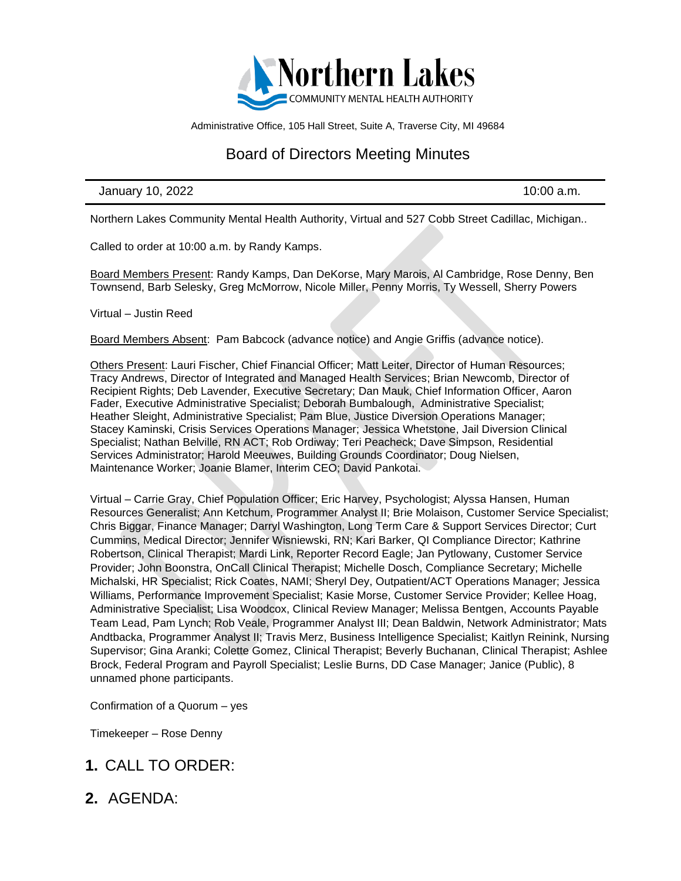Northern Lakes
COMMUNITY MENTAL HEALTH AUTHORITY

Administrative Office, 105 Hall Street, Suite A, Traverse City, MI 49684

# Board of Directors Meeting Minutes

January 10, 2022 10:00 a.m.

Northern Lakes Community Mental Health Authority, Virtual and 527 Cobb Street Cadillac, Michigan..

Called to order at 10:00 a.m. by Randy Kamps.

Board Members Present: Randy Kamps, Dan DeKorse, Mary Marois, Al Cambridge, Rose Denny, Ben Townsend, Barb Selesky, Greg McMorrow, Nicole Miller, Penny Morris, Ty Wessell, Sherry Powers

Virtual – Justin Reed

Board Members Absent: Pam Babcock (advance notice) and Angie Griffis (advance notice).

Others Present: Lauri Fischer, Chief Financial Officer; Matt Leiter, Director of Human Resources; Tracy Andrews, Director of Integrated and Managed Health Services; Brian Newcomb, Director of Recipient Rights; Deb Lavender, Executive Secretary; Dan Mauk, Chief Information Officer, Aaron Fader, Executive Administrative Specialist; Deborah Bumbalough, Administrative Specialist; Heather Sleight, Administrative Specialist; Pam Blue, Justice Diversion Operations Manager; Stacey Kaminski, Crisis Services Operations Manager; Jessica Whetstone, Jail Diversion Clinical Specialist; Nathan Belville, RN ACT; Rob Ordiway; Teri Peacheck; Dave Simpson, Residential Services Administrator; Harold Meeuwes, Building Grounds Coordinator; Doug Nielsen, Maintenance Worker; Joanie Blamer, Interim CEO; David Pankotai.

Virtual – Carrie Gray, Chief Population Officer; Eric Harvey, Psychologist; Alyssa Hansen, Human Resources Generalist; Ann Ketchum, Programmer Analyst II; Brie Molaison, Customer Service Specialist; Chris Biggar, Finance Manager; Darryl Washington, Long Term Care & Support Services Director; Curt Cummins, Medical Director; Jennifer Wisniewski, RN; Kari Barker, QI Compliance Director; Kathrine Robertson, Clinical Therapist; Mardi Link, Reporter Record Eagle; Jan Pytlowany, Customer Service Provider; John Boonstra, OnCall Clinical Therapist; Michelle Dosch, Compliance Secretary; Michelle Michalski, HR Specialist; Rick Coates, NAMI; Sheryl Dey, Outpatient/ACT Operations Manager; Jessica Williams, Performance Improvement Specialist; Kasie Morse, Customer Service Provider; Kellee Hoag, Administrative Specialist; Lisa Woodcox, Clinical Review Manager; Melissa Bentgen, Accounts Payable Team Lead, Pam Lynch; Rob Veale, Programmer Analyst III; Dean Baldwin, Network Administrator; Mats Andtbacka, Programmer Analyst II; Travis Merz, Business Intelligence Specialist; Kaitlyn Reinink, Nursing Supervisor; Gina Aranki; Colette Gomez, Clinical Therapist; Beverly Buchanan, Clinical Therapist; Ashlee Brock, Federal Program and Payroll Specialist; Leslie Burns, DD Case Manager; Janice (Public), 8 unnamed phone participants.

Confirmation of a Quorum – yes

Timekeeper – Rose Denny

## 1. CALL TO ORDER:

## 2. AGENDA: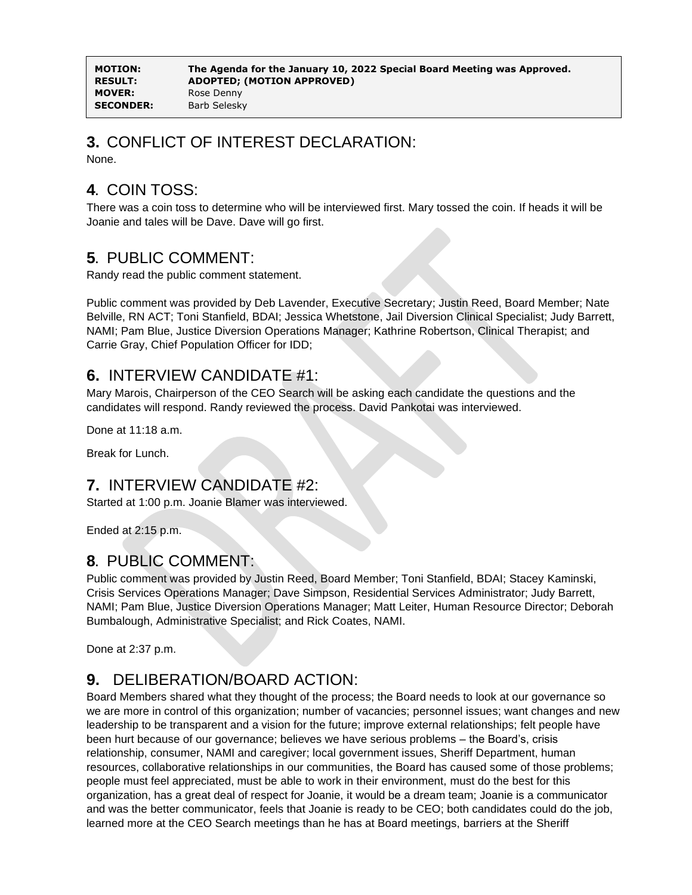| | |
|---|---|
| **MOTION:** | **The Agenda for the January 10, 2022 Special Board Meeting was Approved.** |
| **RESULT:** | **ADOPTED; (MOTION APPROVED)** |
| **MOVER:** | Rose Denny |
| **SECONDER:** | Barb Selesky |

## **3.** CONFLICT OF INTEREST DECLARATION:

None.

## **4**. COIN TOSS:

There was a coin toss to determine who will be interviewed first. Mary tossed the coin. If heads it will be Joanie and tales will be Dave. Dave will go first.

## **5**. PUBLIC COMMENT:

Randy read the public comment statement.

Public comment was provided by Deb Lavender, Executive Secretary; Justin Reed, Board Member; Nate Belville, RN ACT; Toni Stanfield, BDAI; Jessica Whetstone, Jail Diversion Clinical Specialist; Judy Barrett, NAMI; Pam Blue, Justice Diversion Operations Manager; Kathrine Robertson, Clinical Therapist; and Carrie Gray, Chief Population Officer for IDD;

## **6.** INTERVIEW CANDIDATE #1:

Mary Marois, Chairperson of the CEO Search will be asking each candidate the questions and the candidates will respond. Randy reviewed the process. David Pankotai was interviewed.

Done at 11:18 a.m.

Break for Lunch.

## **7.** INTERVIEW CANDIDATE #2:

Started at 1:00 p.m. Joanie Blamer was interviewed.

Ended at 2:15 p.m.

## **8**. PUBLIC COMMENT:

Public comment was provided by Justin Reed, Board Member; Toni Stanfield, BDAI; Stacey Kaminski, Crisis Services Operations Manager; Dave Simpson, Residential Services Administrator; Judy Barrett, NAMI; Pam Blue, Justice Diversion Operations Manager; Matt Leiter, Human Resource Director; Deborah Bumbalough, Administrative Specialist; and Rick Coates, NAMI.

Done at 2:37 p.m.

## **9.** DELIBERATION/BOARD ACTION:

Board Members shared what they thought of the process; the Board needs to look at our governance so we are more in control of this organization; number of vacancies; personnel issues; want changes and new leadership to be transparent and a vision for the future; improve external relationships; felt people have been hurt because of our governance; believes we have serious problems – the Board's, crisis relationship, consumer, NAMI and caregiver; local government issues, Sheriff Department, human resources, collaborative relationships in our communities, the Board has caused some of those problems; people must feel appreciated, must be able to work in their environment, must do the best for this organization, has a great deal of respect for Joanie, it would be a dream team; Joanie is a communicator and was the better communicator, feels that Joanie is ready to be CEO; both candidates could do the job, learned more at the CEO Search meetings than he has at Board meetings, barriers at the Sheriff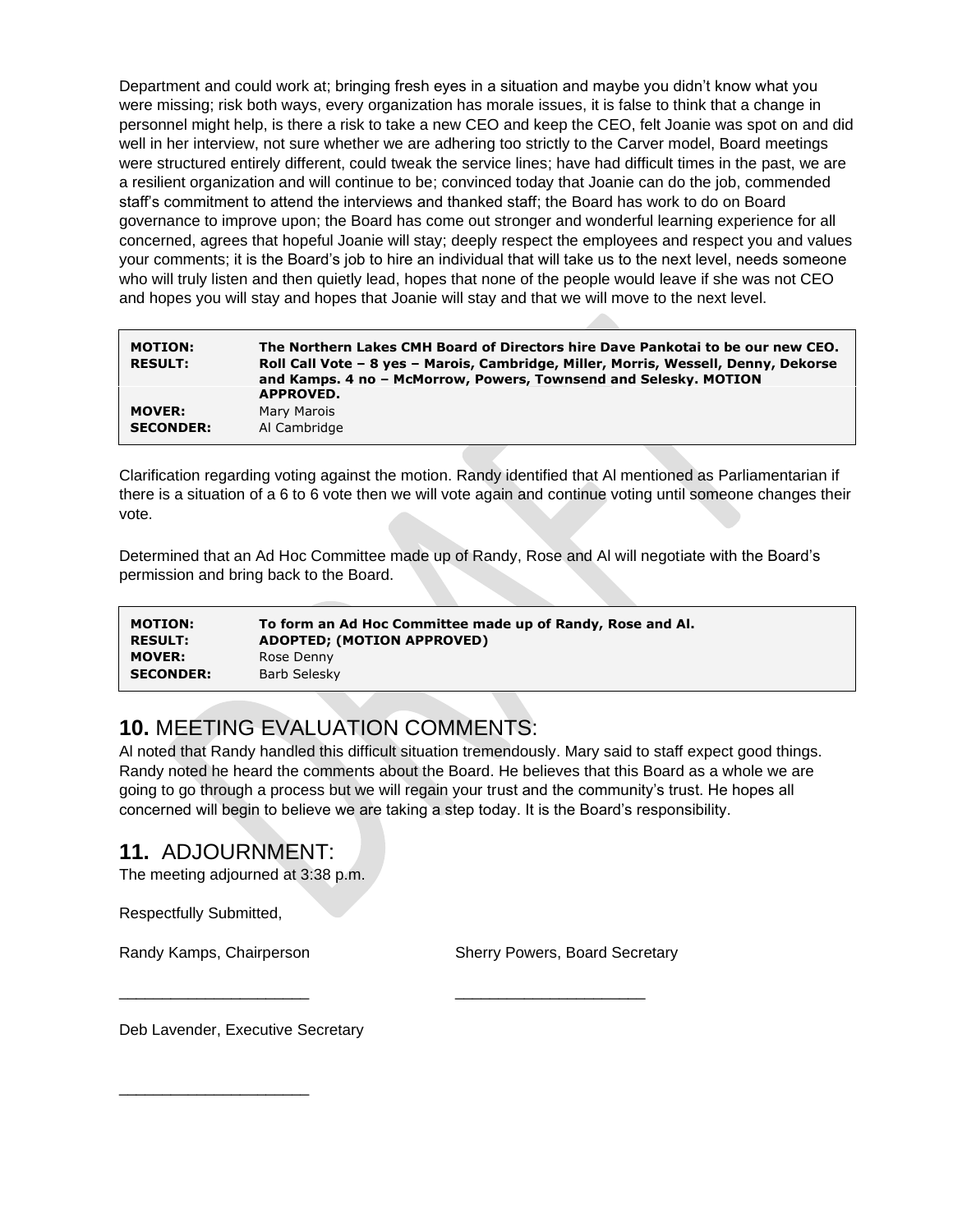Department and could work at; bringing fresh eyes in a situation and maybe you didn't know what you were missing; risk both ways, every organization has morale issues, it is false to think that a change in personnel might help, is there a risk to take a new CEO and keep the CEO, felt Joanie was spot on and did well in her interview, not sure whether we are adhering too strictly to the Carver model, Board meetings were structured entirely different, could tweak the service lines; have had difficult times in the past, we are a resilient organization and will continue to be; convinced today that Joanie can do the job, commended staff's commitment to attend the interviews and thanked staff; the Board has work to do on Board governance to improve upon; the Board has come out stronger and wonderful learning experience for all concerned, agrees that hopeful Joanie will stay; deeply respect the employees and respect you and values your comments; it is the Board's job to hire an individual that will take us to the next level, needs someone who will truly listen and then quietly lead, hopes that none of the people would leave if she was not CEO and hopes you will stay and hopes that Joanie will stay and that we will move to the next level.

| | |
|---|---|
| **MOTION:** | **The Northern Lakes CMH Board of Directors hire Dave Pankotai to be our new CEO.** |
| **RESULT:** | **Roll Call Vote – 8 yes – Marois, Cambridge, Miller, Morris, Wessell, Denny, Dekorse and Kamps. 4 no – McMorrow, Powers, Townsend and Selesky. MOTION APPROVED.** |
| **MOVER:** | Mary Marois |
| **SECONDER:** | Al Cambridge |

Clarification regarding voting against the motion. Randy identified that Al mentioned as Parliamentarian if there is a situation of a 6 to 6 vote then we will vote again and continue voting until someone changes their vote.

Determined that an Ad Hoc Committee made up of Randy, Rose and Al will negotiate with the Board's permission and bring back to the Board.

| | |
|---|---|
| **MOTION:** | **To form an Ad Hoc Committee made up of Randy, Rose and Al.** |
| **RESULT:** | **ADOPTED; (MOTION APPROVED)** |
| **MOVER:** | Rose Denny |
| **SECONDER:** | Barb Selesky |

## 10. MEETING EVALUATION COMMENTS:

Al noted that Randy handled this difficult situation tremendously. Mary said to staff expect good things. Randy noted he heard the comments about the Board. He believes that this Board as a whole we are going to go through a process but we will regain your trust and the community's trust. He hopes all concerned will begin to believe we are taking a step today. It is the Board's responsibility.

## 11. ADJOURNMENT:

The meeting adjourned at 3:38 p.m.

Respectfully Submitted,

Randy Kamps, Chairperson

______________________

Sherry Powers, Board Secretary

______________________

Deb Lavender, Executive Secretary

______________________